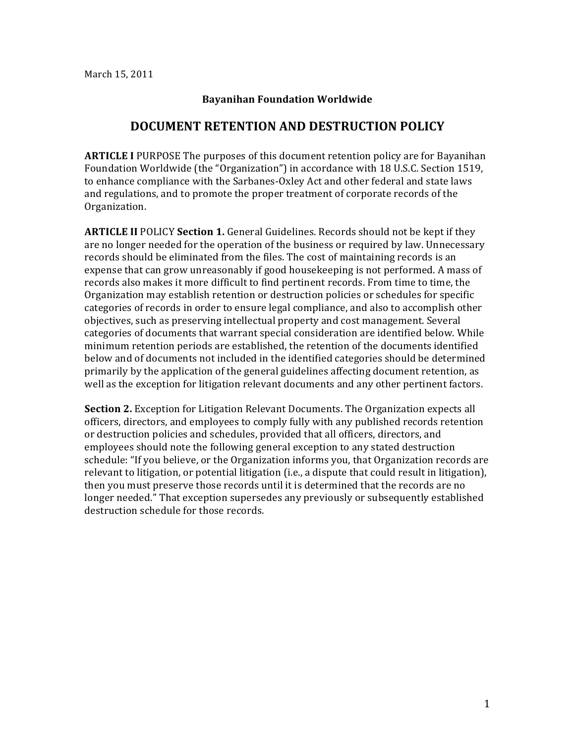March 15, 2011

**Bayanihan Foundation Worldwide**

# DOCUMENT RETENTION AND DESTRUCTION POLICY

**ARTICLE I** PURPOSE The purposes of this document retention policy are for Bayanihan Foundation Worldwide (the "Organization") in accordance with 18 U.S.C. Section 1519, to enhance compliance with the Sarbanes-Oxley Act and other federal and state laws and regulations, and to promote the proper treatment of corporate records of the Organization.

**ARTICLE II** POLICY **Section 1.** General Guidelines. Records should not be kept if they are no longer needed for the operation of the business or required by law. Unnecessary records should be eliminated from the files. The cost of maintaining records is an expense that can grow unreasonably if good housekeeping is not performed. A mass of records also makes it more difficult to find pertinent records. From time to time, the Organization may establish retention or destruction policies or schedules for specific categories of records in order to ensure legal compliance, and also to accomplish other objectives, such as preserving intellectual property and cost management. Several categories of documents that warrant special consideration are identified below. While minimum retention periods are established, the retention of the documents identified below and of documents not included in the identified categories should be determined primarily by the application of the general guidelines affecting document retention, as well as the exception for litigation relevant documents and any other pertinent factors.

**Section 2.** Exception for Litigation Relevant Documents. The Organization expects all officers, directors, and employees to comply fully with any published records retention or destruction policies and schedules, provided that all officers, directors, and employees should note the following general exception to any stated destruction schedule: "If you believe, or the Organization informs you, that Organization records are relevant to litigation, or potential litigation (i.e., a dispute that could result in litigation), then you must preserve those records until it is determined that the records are no longer needed." That exception supersedes any previously or subsequently established destruction schedule for those records.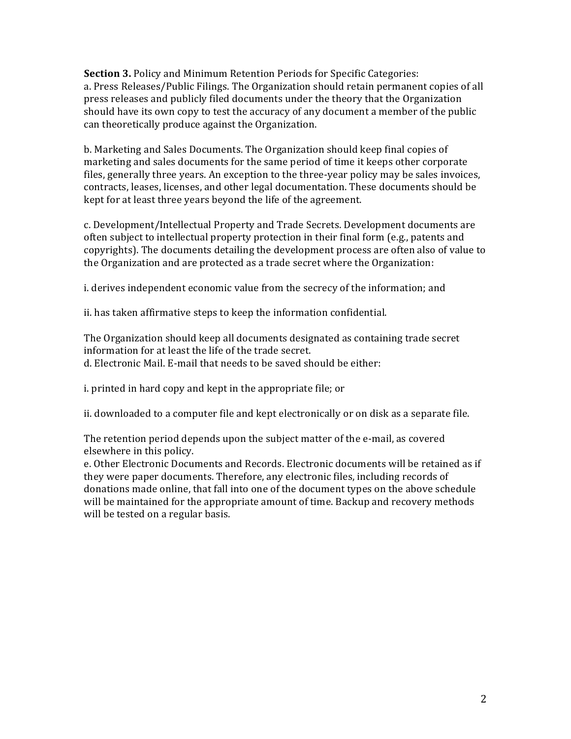**Section 3.** Policy and Minimum Retention Periods for Specific Categories:

a. Press Releases/Public Filings. The Organization should retain permanent copies of all press releases and publicly filed documents under the theory that the Organization should have its own copy to test the accuracy of any document a member of the public can theoretically produce against the Organization.

b. Marketing and Sales Documents. The Organization should keep final copies of marketing and sales documents for the same period of time it keeps other corporate files, generally three years. An exception to the three-year policy may be sales invoices, contracts, leases, licenses, and other legal documentation. These documents should be kept for at least three years beyond the life of the agreement.

c. Development/Intellectual Property and Trade Secrets. Development documents are often subject to intellectual property protection in their final form (e.g., patents and copyrights). The documents detailing the development process are often also of value to the Organization and are protected as a trade secret where the Organization:

i. derives independent economic value from the secrecy of the information; and

ii. has taken affirmative steps to keep the information confidential.

The Organization should keep all documents designated as containing trade secret information for at least the life of the trade secret.

d. Electronic Mail. E-mail that needs to be saved should be either:

i. printed in hard copy and kept in the appropriate file; or

ii. downloaded to a computer file and kept electronically or on disk as a separate file.

The retention period depends upon the subject matter of the e-mail, as covered elsewhere in this policy.

e. Other Electronic Documents and Records. Electronic documents will be retained as if they were paper documents. Therefore, any electronic files, including records of donations made online, that fall into one of the document types on the above schedule will be maintained for the appropriate amount of time. Backup and recovery methods will be tested on a regular basis.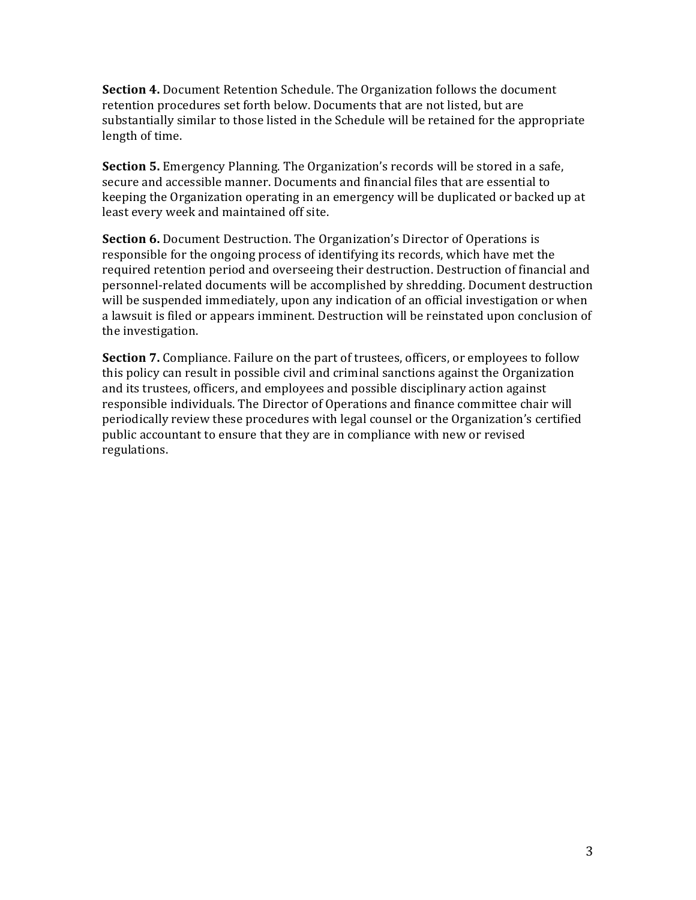**Section 4.** Document Retention Schedule. The Organization follows the document retention procedures set forth below. Documents that are not listed, but are substantially similar to those listed in the Schedule will be retained for the appropriate length of time.

**Section 5.** Emergency Planning. The Organization's records will be stored in a safe, secure and accessible manner. Documents and financial files that are essential to keeping the Organization operating in an emergency will be duplicated or backed up at least every week and maintained off site.

**Section 6.** Document Destruction. The Organization's Director of Operations is responsible for the ongoing process of identifying its records, which have met the required retention period and overseeing their destruction. Destruction of financial and personnel-related documents will be accomplished by shredding. Document destruction will be suspended immediately, upon any indication of an official investigation or when a lawsuit is filed or appears imminent. Destruction will be reinstated upon conclusion of the investigation.

**Section 7.** Compliance. Failure on the part of trustees, officers, or employees to follow this policy can result in possible civil and criminal sanctions against the Organization and its trustees, officers, and employees and possible disciplinary action against responsible individuals. The Director of Operations and finance committee chair will periodically review these procedures with legal counsel or the Organization's certified public accountant to ensure that they are in compliance with new or revised regulations.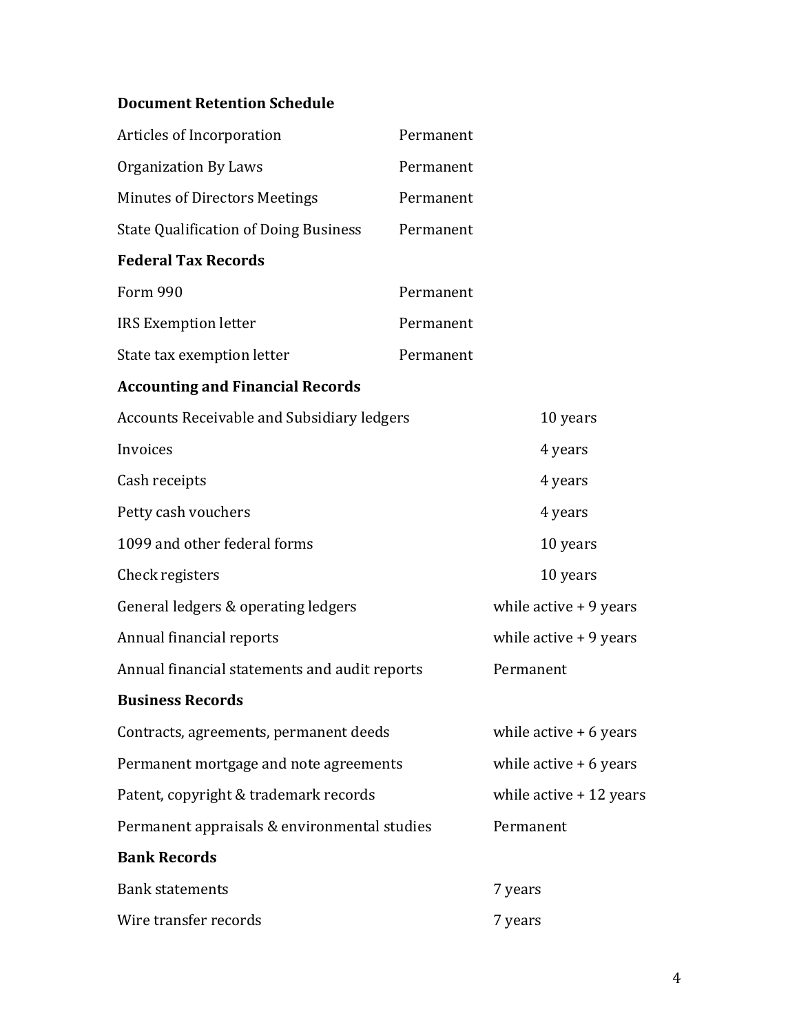**Document Retention Schedule**

| | |
|---|---|
| Articles of Incorporation | Permanent |
| Organization By Laws | Permanent |
| Minutes of Directors Meetings | Permanent |
| State Qualification of Doing Business | Permanent |

**Federal Tax Records**

| | |
|---|---|
| Form 990 | Permanent |
| IRS Exemption letter | Permanent |
| State tax exemption letter | Permanent |

**Accounting and Financial Records**

| | |
|---|---|
| Accounts Receivable and Subsidiary ledgers | 10 years |
| Invoices | 4 years |
| Cash receipts | 4 years |
| Petty cash vouchers | 4 years |
| 1099 and other federal forms | 10 years |
| Check registers | 10 years |
| General ledgers & operating ledgers | while active + 9 years |
| Annual financial reports | while active + 9 years |
| Annual financial statements and audit reports | Permanent |

**Business Records**

| | |
|---|---|
| Contracts, agreements, permanent deeds | while active + 6 years |
| Permanent mortgage and note agreements | while active + 6 years |
| Patent, copyright & trademark records | while active + 12 years |
| Permanent appraisals & environmental studies | Permanent |

**Bank Records**

| | |
|---|---|
| Bank statements | 7 years |
| Wire transfer records | 7 years |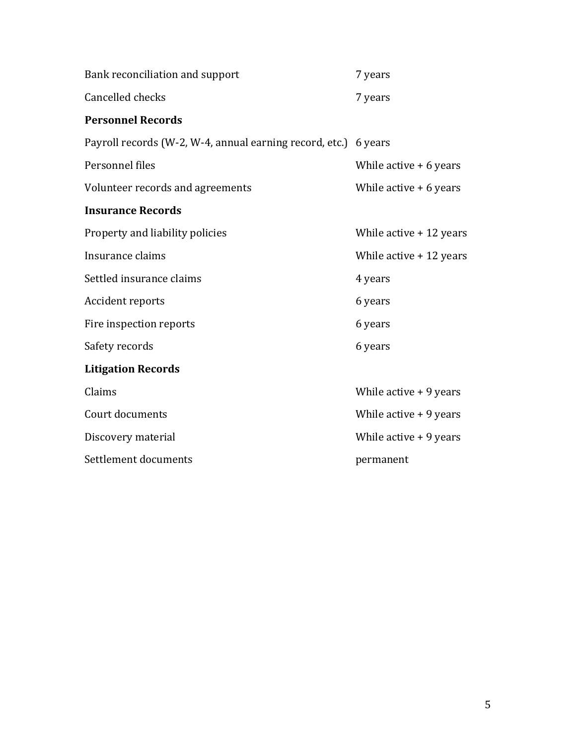| | |
|---|---|
| Bank reconciliation and support | 7 years |
| Cancelled checks | 7 years |
| **Personnel Records** | |
| Payroll records (W-2, W-4, annual earning record, etc.) | 6 years |
| Personnel files | While active + 6 years |
| Volunteer records and agreements | While active + 6 years |
| **Insurance Records** | |
| Property and liability policies | While active + 12 years |
| Insurance claims | While active + 12 years |
| Settled insurance claims | 4 years |
| Accident reports | 6 years |
| Fire inspection reports | 6 years |
| Safety records | 6 years |
| **Litigation Records** | |
| Claims | While active + 9 years |
| Court documents | While active + 9 years |
| Discovery material | While active + 9 years |
| Settlement documents | permanent |